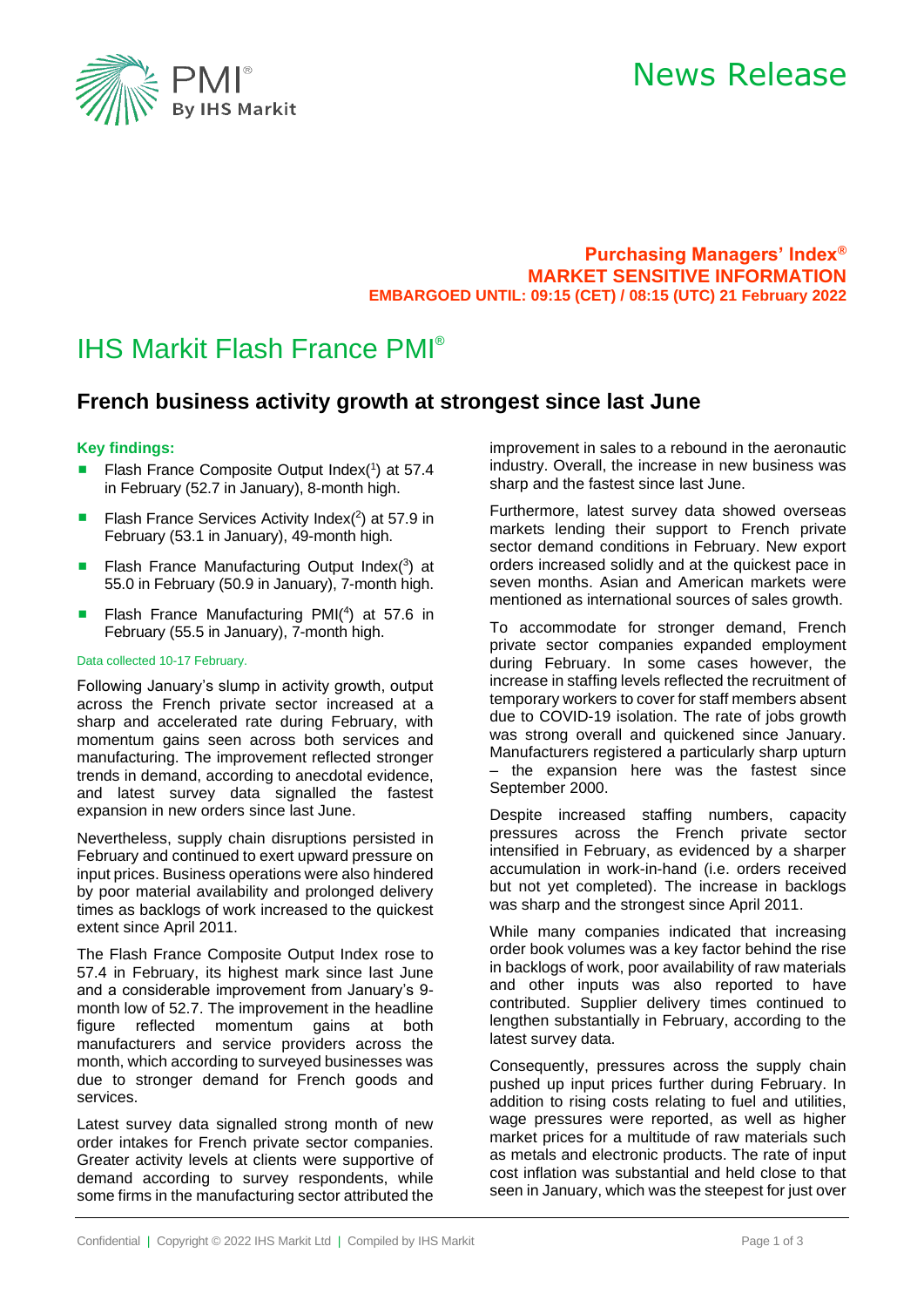News Release

**Purchasing Managers' Index®**
**MARKET SENSITIVE INFORMATION**
**EMBARGOED UNTIL: 09:15 (CET) / 08:15 (UTC) 21 February 2022**

# IHS Markit Flash France PMI®

## French business activity growth at strongest since last June

### Key findings:

- Flash France Composite Output Index([1]) at 57.4 in February (52.7 in January), 8-month high.
- Flash France Services Activity Index([2]) at 57.9 in February (53.1 in January), 49-month high.
- Flash France Manufacturing Output Index([3]) at 55.0 in February (50.9 in January), 7-month high.
- Flash France Manufacturing PMI([4]) at 57.6 in February (55.5 in January), 7-month high.

Data collected 10-17 February.

Following January's slump in activity growth, output across the French private sector increased at a sharp and accelerated rate during February, with momentum gains seen across both services and manufacturing. The improvement reflected stronger trends in demand, according to anecdotal evidence, and latest survey data signalled the fastest expansion in new orders since last June.

Nevertheless, supply chain disruptions persisted in February and continued to exert upward pressure on input prices. Business operations were also hindered by poor material availability and prolonged delivery times as backlogs of work increased to the quickest extent since April 2011.

The Flash France Composite Output Index rose to 57.4 in February, its highest mark since last June and a considerable improvement from January's 9-month low of 52.7. The improvement in the headline figure reflected momentum gains at both manufacturers and service providers across the month, which according to surveyed businesses was due to stronger demand for French goods and services.

Latest survey data signalled strong month of new order intakes for French private sector companies. Greater activity levels at clients were supportive of demand according to survey respondents, while some firms in the manufacturing sector attributed the improvement in sales to a rebound in the aeronautic industry. Overall, the increase in new business was sharp and the fastest since last June.

Furthermore, latest survey data showed overseas markets lending their support to French private sector demand conditions in February. New export orders increased solidly and at the quickest pace in seven months. Asian and American markets were mentioned as international sources of sales growth.

To accommodate for stronger demand, French private sector companies expanded employment during February. In some cases however, the increase in staffing levels reflected the recruitment of temporary workers to cover for staff members absent due to COVID-19 isolation. The rate of jobs growth was strong overall and quickened since January. Manufacturers registered a particularly sharp upturn – the expansion here was the fastest since September 2000.

Despite increased staffing numbers, capacity pressures across the French private sector intensified in February, as evidenced by a sharper accumulation in work-in-hand (i.e. orders received but not yet completed). The increase in backlogs was sharp and the strongest since April 2011.

While many companies indicated that increasing order book volumes was a key factor behind the rise in backlogs of work, poor availability of raw materials and other inputs was also reported to have contributed. Supplier delivery times continued to lengthen substantially in February, according to the latest survey data.

Consequently, pressures across the supply chain pushed up input prices further during February. In addition to rising costs relating to fuel and utilities, wage pressures were reported, as well as higher market prices for a multitude of raw materials such as metals and electronic products. The rate of input cost inflation was substantial and held close to that seen in January, which was the steepest for just over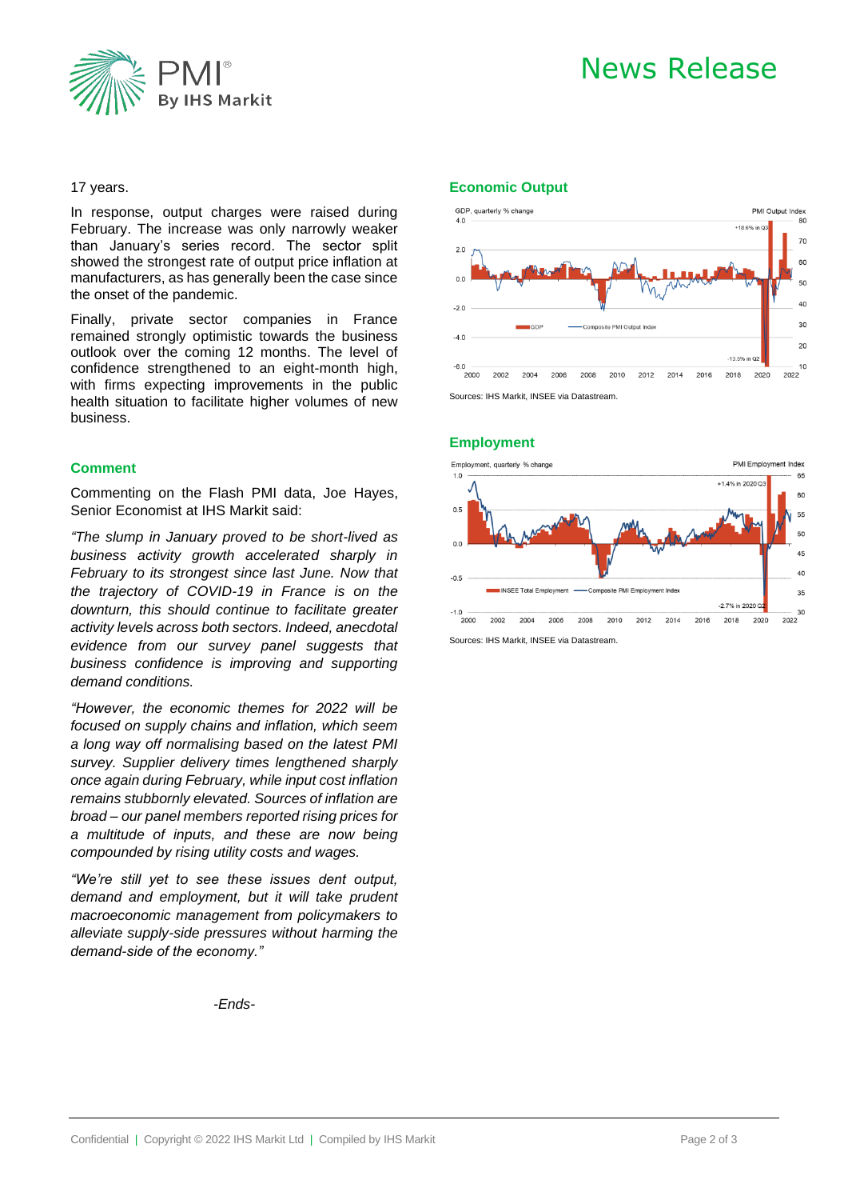17 years.

In response, output charges were raised during February. The increase was only narrowly weaker than January's series record. The sector split showed the strongest rate of output price inflation at manufacturers, as has generally been the case since the onset of the pandemic.

Finally, private sector companies in France remained strongly optimistic towards the business outlook over the coming 12 months. The level of confidence strengthened to an eight-month high, with firms expecting improvements in the public health situation to facilitate higher volumes of new business.

### Comment

Commenting on the Flash PMI data, Joe Hayes, Senior Economist at IHS Markit said:

*"The slump in January proved to be short-lived as business activity growth accelerated sharply in February to its strongest since last June. Now that the trajectory of COVID-19 in France is on the downturn, this should continue to facilitate greater activity levels across both sectors. Indeed, anecdotal evidence from our survey panel suggests that business confidence is improving and supporting demand conditions.*

*"However, the economic themes for 2022 will be focused on supply chains and inflation, which seem a long way off normalising based on the latest PMI survey. Supplier delivery times lengthened sharply once again during February, while input cost inflation remains stubbornly elevated. Sources of inflation are broad – our panel members reported rising prices for a multitude of inputs, and these are now being compounded by rising utility costs and wages.*

*"We're still yet to see these issues dent output, demand and employment, but it will take prudent macroeconomic management from policymakers to alleviate supply-side pressures without harming the demand-side of the economy."*

*-Ends-*

### Economic Output

Sources: IHS Markit, INSEE via Datastream.

### Employment

Sources: IHS Markit, INSEE via Datastream.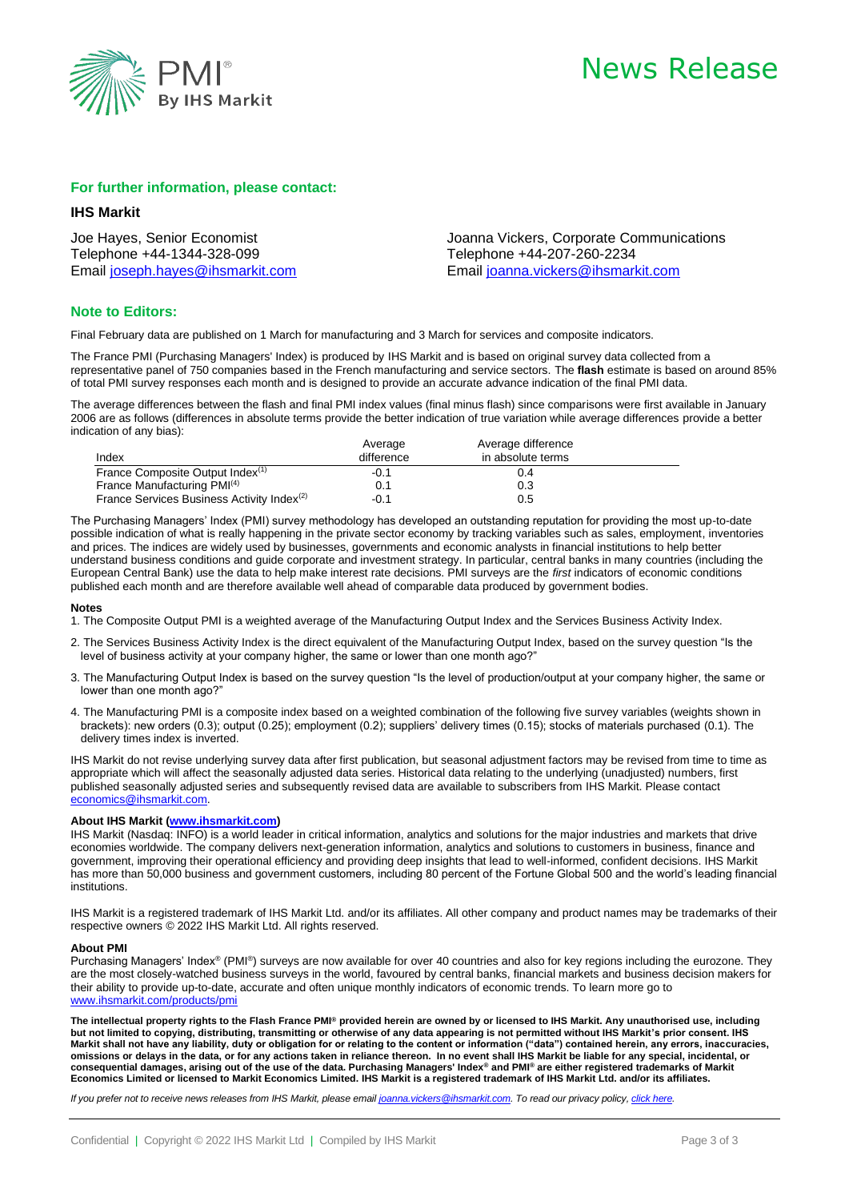# News Release

## For further information, please contact:

**IHS Markit**

Joe Hayes, Senior Economist
Telephone +44-1344-328-099
Email joseph.hayes@ihsmarkit.com

Joanna Vickers, Corporate Communications
Telephone +44-207-260-2234
Email joanna.vickers@ihsmarkit.com

## Note to Editors:

Final February data are published on 1 March for manufacturing and 3 March for services and composite indicators.

The France PMI (Purchasing Managers' Index) is produced by IHS Markit and is based on original survey data collected from a representative panel of 750 companies based in the French manufacturing and service sectors. The **flash** estimate is based on around 85% of total PMI survey responses each month and is designed to provide an accurate advance indication of the final PMI data.

The average differences between the flash and final PMI index values (final minus flash) since comparisons were first available in January 2006 are as follows (differences in absolute terms provide the better indication of true variation while average differences provide a better indication of any bias):

| Index | Average difference | Average difference in absolute terms |
|---|---|---|
| France Composite Output Index[1] | -0.1 | 0.4 |
| France Manufacturing PMI[4] | 0.1 | 0.3 |
| France Services Business Activity Index[2] | -0.1 | 0.5 |

The Purchasing Managers' Index (PMI) survey methodology has developed an outstanding reputation for providing the most up-to-date possible indication of what is really happening in the private sector economy by tracking variables such as sales, employment, inventories and prices. The indices are widely used by businesses, governments and economic analysts in financial institutions to help better understand business conditions and guide corporate and investment strategy. In particular, central banks in many countries (including the European Central Bank) use the data to help make interest rate decisions. PMI surveys are the *first* indicators of economic conditions published each month and are therefore available well ahead of comparable data produced by government bodies.

**Notes**

1. The Composite Output PMI is a weighted average of the Manufacturing Output Index and the Services Business Activity Index.
2. The Services Business Activity Index is the direct equivalent of the Manufacturing Output Index, based on the survey question "Is the level of business activity at your company higher, the same or lower than one month ago?"
3. The Manufacturing Output Index is based on the survey question "Is the level of production/output at your company higher, the same or lower than one month ago?"
4. The Manufacturing PMI is a composite index based on a weighted combination of the following five survey variables (weights shown in brackets): new orders (0.3); output (0.25); employment (0.2); suppliers' delivery times (0.15); stocks of materials purchased (0.1). The delivery times index is inverted.

IHS Markit do not revise underlying survey data after first publication, but seasonal adjustment factors may be revised from time to time as appropriate which will affect the seasonally adjusted data series. Historical data relating to the underlying (unadjusted) numbers, first published seasonally adjusted series and subsequently revised data are available to subscribers from IHS Markit. Please contact economics@ihsmarkit.com.

**About IHS Markit (www.ihsmarkit.com)**

IHS Markit (Nasdaq: INFO) is a world leader in critical information, analytics and solutions for the major industries and markets that drive economies worldwide. The company delivers next-generation information, analytics and solutions to customers in business, finance and government, improving their operational efficiency and providing deep insights that lead to well-informed, confident decisions. IHS Markit has more than 50,000 business and government customers, including 80 percent of the Fortune Global 500 and the world's leading financial institutions.

IHS Markit is a registered trademark of IHS Markit Ltd. and/or its affiliates. All other company and product names may be trademarks of their respective owners © 2022 IHS Markit Ltd. All rights reserved.

**About PMI**

Purchasing Managers' Index® (PMI®) surveys are now available for over 40 countries and also for key regions including the eurozone. They are the most closely-watched business surveys in the world, favoured by central banks, financial markets and business decision makers for their ability to provide up-to-date, accurate and often unique monthly indicators of economic trends. To learn more go to www.ihsmarkit.com/products/pmi

**The intellectual property rights to the Flash France PMI® provided herein are owned by or licensed to IHS Markit. Any unauthorised use, including but not limited to copying, distributing, transmitting or otherwise of any data appearing is not permitted without IHS Markit's prior consent. IHS Markit shall not have any liability, duty or obligation for or relating to the content or information ("data") contained herein, any errors, inaccuracies, omissions or delays in the data, or for any actions taken in reliance thereon. In no event shall IHS Markit be liable for any special, incidental, or consequential damages, arising out of the use of the data. Purchasing Managers' Index® and PMI® are either registered trademarks of Markit Economics Limited or licensed to Markit Economics Limited. IHS Markit is a registered trademark of IHS Markit Ltd. and/or its affiliates.**

*If you prefer not to receive news releases from IHS Markit, please email joanna.vickers@ihsmarkit.com. To read our privacy policy, click here.*